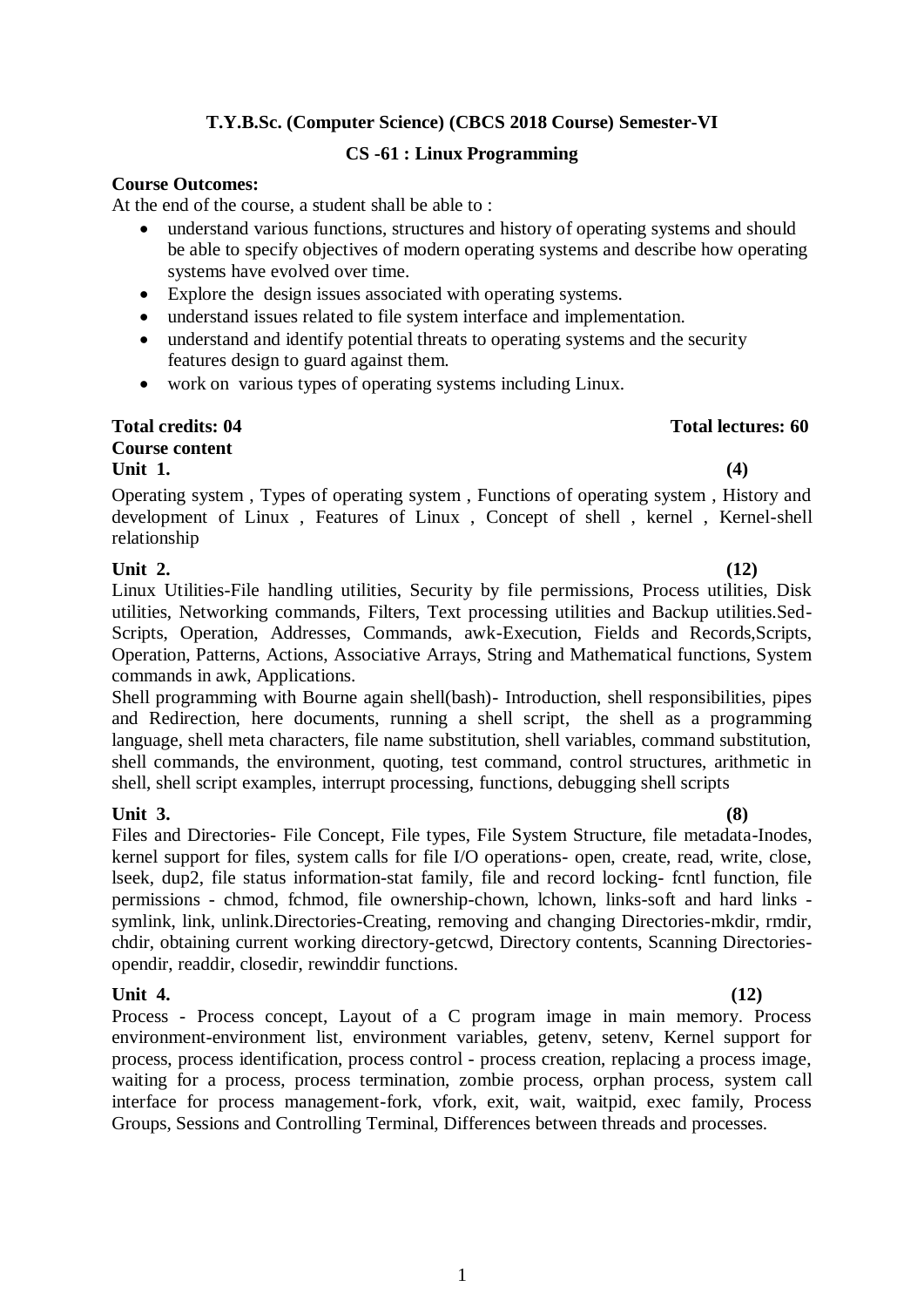## T.Y.B.Sc. (Computer Science) (CBCS 2018 Course) Semester-VI

### CS -61 : Linux Programming

**Course Outcomes:**

At the end of the course, a student shall be able to :

- understand various functions, structures and history of operating systems and should be able to specify objectives of modern operating systems and describe how operating systems have evolved over time.
- Explore the design issues associated with operating systems.
- understand issues related to file system interface and implementation.
- understand and identify potential threats to operating systems and the security features design to guard against them.
- work on various types of operating systems including Linux.

**Total credits: 04** **Total lectures: 60**

**Course content**

**Unit 1.** **(4)**

Operating system , Types of operating system , Functions of operating system , History and development of Linux , Features of Linux , Concept of shell , kernel , Kernel-shell relationship

**Unit 2.** **(12)**

Linux Utilities-File handling utilities, Security by file permissions, Process utilities, Disk utilities, Networking commands, Filters, Text processing utilities and Backup utilities.Sed-Scripts, Operation, Addresses, Commands, awk-Execution, Fields and Records,Scripts, Operation, Patterns, Actions, Associative Arrays, String and Mathematical functions, System commands in awk, Applications.

Shell programming with Bourne again shell(bash)- Introduction, shell responsibilities, pipes and Redirection, here documents, running a shell script, the shell as a programming language, shell meta characters, file name substitution, shell variables, command substitution, shell commands, the environment, quoting, test command, control structures, arithmetic in shell, shell script examples, interrupt processing, functions, debugging shell scripts

**Unit 3.** **(8)**

Files and Directories- File Concept, File types, File System Structure, file metadata-Inodes, kernel support for files, system calls for file I/O operations- open, create, read, write, close, lseek, dup2, file status information-stat family, file and record locking- fcntl function, file permissions - chmod, fchmod, file ownership-chown, lchown, links-soft and hard links - symlink, link, unlink.Directories-Creating, removing and changing Directories-mkdir, rmdir, chdir, obtaining current working directory-getcwd, Directory contents, Scanning Directories-opendir, readdir, closedir, rewinddir functions.

**Unit 4.** **(12)**

Process - Process concept, Layout of a C program image in main memory. Process environment-environment list, environment variables, getenv, setenv, Kernel support for process, process identification, process control - process creation, replacing a process image, waiting for a process, process termination, zombie process, orphan process, system call interface for process management-fork, vfork, exit, wait, waitpid, exec family, Process Groups, Sessions and Controlling Terminal, Differences between threads and processes.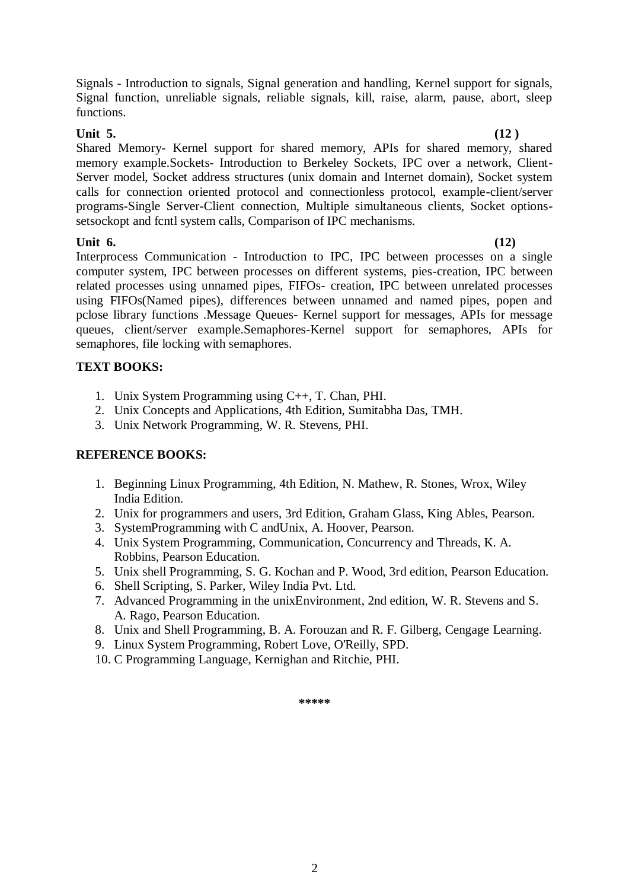Signals - Introduction to signals, Signal generation and handling, Kernel support for signals, Signal function, unreliable signals, reliable signals, kill, raise, alarm, pause, abort, sleep functions.

**Unit 5. (12 )**

Shared Memory- Kernel support for shared memory, APIs for shared memory, shared memory example.Sockets- Introduction to Berkeley Sockets, IPC over a network, Client-Server model, Socket address structures (unix domain and Internet domain), Socket system calls for connection oriented protocol and connectionless protocol, example-client/server programs-Single Server-Client connection, Multiple simultaneous clients, Socket options-setsockopt and fcntl system calls, Comparison of IPC mechanisms.

**Unit 6. (12)**

Interprocess Communication - Introduction to IPC, IPC between processes on a single computer system, IPC between processes on different systems, pies-creation, IPC between related processes using unnamed pipes, FIFOs- creation, IPC between unrelated processes using FIFOs(Named pipes), differences between unnamed and named pipes, popen and pclose library functions .Message Queues- Kernel support for messages, APIs for message queues, client/server example.Semaphores-Kernel support for semaphores, APIs for semaphores, file locking with semaphores.

**TEXT BOOKS:**

1. Unix System Programming using C++, T. Chan, PHI.
2. Unix Concepts and Applications, 4th Edition, Sumitabha Das, TMH.
3. Unix Network Programming, W. R. Stevens, PHI.

**REFERENCE BOOKS:**

1. Beginning Linux Programming, 4th Edition, N. Mathew, R. Stones, Wrox, Wiley India Edition.
2. Unix for programmers and users, 3rd Edition, Graham Glass, King Ables, Pearson.
3. SystemProgramming with C andUnix, A. Hoover, Pearson.
4. Unix System Programming, Communication, Concurrency and Threads, K. A. Robbins, Pearson Education.
5. Unix shell Programming, S. G. Kochan and P. Wood, 3rd edition, Pearson Education.
6. Shell Scripting, S. Parker, Wiley India Pvt. Ltd.
7. Advanced Programming in the unixEnvironment, 2nd edition, W. R. Stevens and S. A. Rago, Pearson Education.
8. Unix and Shell Programming, B. A. Forouzan and R. F. Gilberg, Cengage Learning.
9. Linux System Programming, Robert Love, O'Reilly, SPD.
10. C Programming Language, Kernighan and Ritchie, PHI.

*****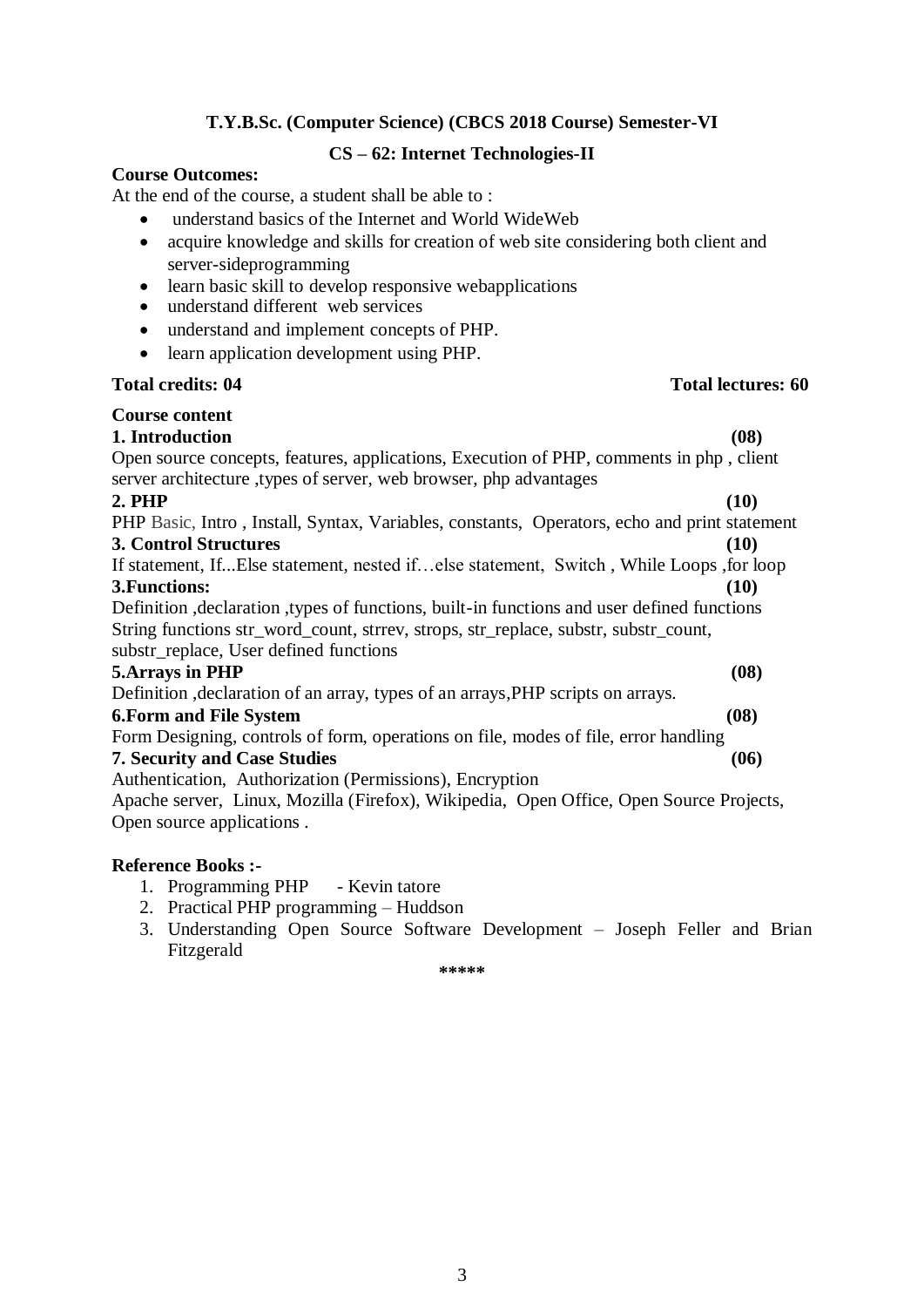**T.Y.B.Sc. (Computer Science) (CBCS 2018 Course) Semester-VI**

**CS – 62: Internet Technologies-II**

**Course Outcomes:**

At the end of the course, a student shall be able to :

- understand basics of the Internet and World WideWeb
- acquire knowledge and skills for creation of web site considering both client and server-sideprogramming
- learn basic skill to develop responsive webapplications
- understand different web services
- understand and implement concepts of PHP.
- learn application development using PHP.

**Total credits: 04** **Total lectures: 60**

**Course content**

**1. Introduction** **(08)**

Open source concepts, features, applications, Execution of PHP, comments in php , client server architecture ,types of server, web browser, php advantages

**2. PHP** **(10)**

PHP Basic, Intro , Install, Syntax, Variables, constants, Operators, echo and print statement

**3. Control Structures** **(10)**

If statement, If...Else statement, nested if…else statement, Switch , While Loops ,for loop

**3.Functions:** **(10)**

Definition ,declaration ,types of functions, built-in functions and user defined functions String functions str_word_count, strrev, strops, str_replace, substr, substr_count, substr_replace, User defined functions

**5.Arrays in PHP** **(08)**

Definition ,declaration of an array, types of an arrays,PHP scripts on arrays.

**6.Form and File System** **(08)**

Form Designing, controls of form, operations on file, modes of file, error handling

**7. Security and Case Studies** **(06)**

Authentication, Authorization (Permissions), Encryption

Apache server, Linux, Mozilla (Firefox), Wikipedia, Open Office, Open Source Projects, Open source applications .

**Reference Books :-**

1. Programming PHP - Kevin tatore
2. Practical PHP programming – Huddson
3. Understanding Open Source Software Development – Joseph Feller and Brian Fitzgerald

*****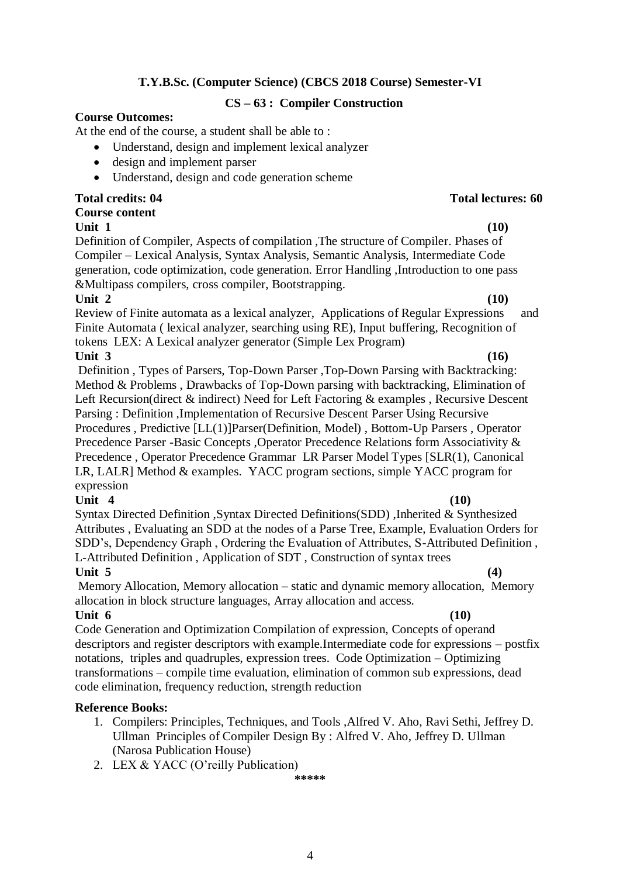## T.Y.B.Sc. (Computer Science) (CBCS 2018 Course) Semester-VI

### CS – 63 : Compiler Construction

**Course Outcomes:**

At the end of the course, a student shall be able to :

- Understand, design and implement lexical analyzer
- design and implement parser
- Understand, design and code generation scheme

**Total credits: 04** **Total lectures: 60**

**Course content**

**Unit 1** **(10)**

Definition of Compiler, Aspects of compilation ,The structure of Compiler. Phases of Compiler – Lexical Analysis, Syntax Analysis, Semantic Analysis, Intermediate Code generation, code optimization, code generation. Error Handling ,Introduction to one pass &Multipass compilers, cross compiler, Bootstrapping.

**Unit 2** **(10)**

Review of Finite automata as a lexical analyzer, Applications of Regular Expressions and Finite Automata ( lexical analyzer, searching using RE), Input buffering, Recognition of tokens LEX: A Lexical analyzer generator (Simple Lex Program)

**Unit 3** **(16)**

Definition , Types of Parsers, Top-Down Parser ,Top-Down Parsing with Backtracking: Method & Problems , Drawbacks of Top-Down parsing with backtracking, Elimination of Left Recursion(direct & indirect) Need for Left Factoring & examples , Recursive Descent Parsing : Definition ,Implementation of Recursive Descent Parser Using Recursive Procedures , Predictive [LL(1)]Parser(Definition, Model) , Bottom-Up Parsers , Operator Precedence Parser -Basic Concepts ,Operator Precedence Relations form Associativity & Precedence , Operator Precedence Grammar LR Parser Model Types [SLR(1), Canonical LR, LALR] Method & examples. YACC program sections, simple YACC program for expression

**Unit 4** **(10)**

Syntax Directed Definition ,Syntax Directed Definitions(SDD) ,Inherited & Synthesized Attributes , Evaluating an SDD at the nodes of a Parse Tree, Example, Evaluation Orders for SDD's, Dependency Graph , Ordering the Evaluation of Attributes, S-Attributed Definition , L-Attributed Definition , Application of SDT , Construction of syntax trees

**Unit 5** **(4)**

Memory Allocation, Memory allocation – static and dynamic memory allocation, Memory allocation in block structure languages, Array allocation and access.

**Unit 6** **(10)**

Code Generation and Optimization Compilation of expression, Concepts of operand descriptors and register descriptors with example.Intermediate code for expressions – postfix notations, triples and quadruples, expression trees. Code Optimization – Optimizing transformations – compile time evaluation, elimination of common sub expressions, dead code elimination, frequency reduction, strength reduction

**Reference Books:**

1. Compilers: Principles, Techniques, and Tools ,Alfred V. Aho, Ravi Sethi, Jeffrey D. Ullman Principles of Compiler Design By : Alfred V. Aho, Jeffrey D. Ullman (Narosa Publication House)
2. LEX & YACC (O'reilly Publication)

\*\*\*\*\*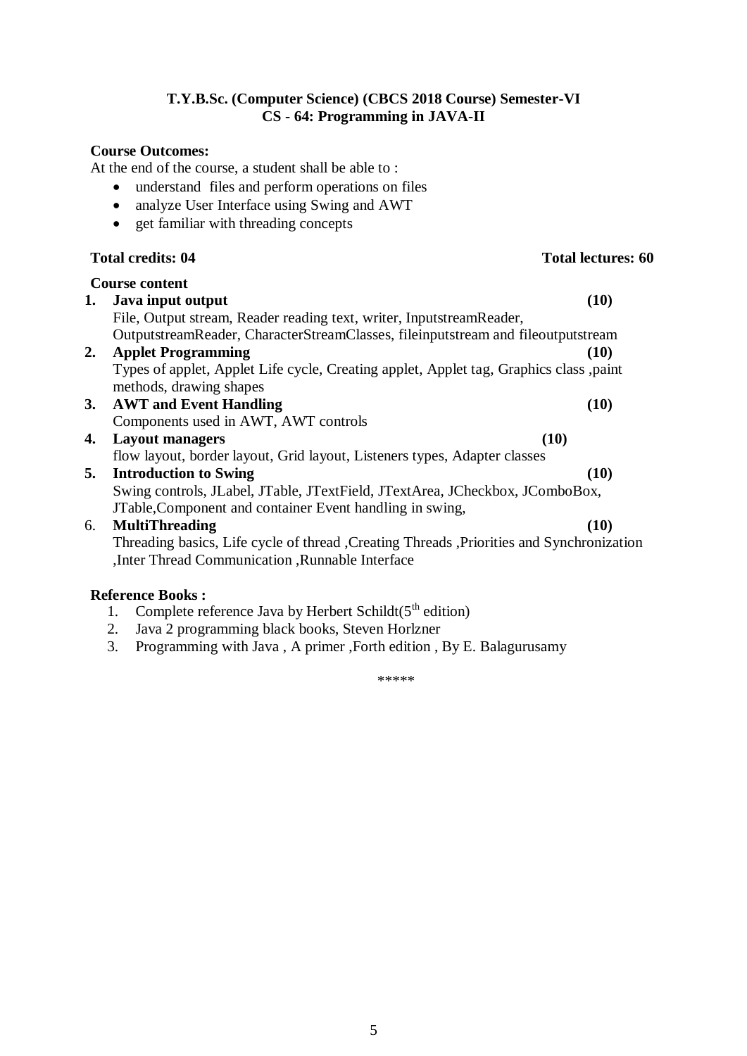## T.Y.B.Sc. (Computer Science) (CBCS 2018 Course) Semester-VI
## CS - 64: Programming in JAVA-II

**Course Outcomes:**

At the end of the course, a student shall be able to :

- understand files and perform operations on files
- analyze User Interface using Swing and AWT
- get familiar with threading concepts

**Total credits: 04** **Total lectures: 60**

**Course content**

1. **Java input output** **(10)**
   File, Output stream, Reader reading text, writer, InputstreamReader, OutputstreamReader, CharacterStreamClasses, fileinputstream and fileoutputstream
2. **Applet Programming** **(10)**
   Types of applet, Applet Life cycle, Creating applet, Applet tag, Graphics class ,paint methods, drawing shapes
3. **AWT and Event Handling** **(10)**
   Components used in AWT, AWT controls
4. **Layout managers** **(10)**
   flow layout, border layout, Grid layout, Listeners types, Adapter classes
5. **Introduction to Swing** **(10)**
   Swing controls, JLabel, JTable, JTextField, JTextArea, JCheckbox, JComboBox, JTable,Component and container Event handling in swing,
6. **MultiThreading** **(10)**
   Threading basics, Life cycle of thread ,Creating Threads ,Priorities and Synchronization ,Inter Thread Communication ,Runnable Interface

**Reference Books :**

1. Complete reference Java by Herbert Schildt(5th edition)
2. Java 2 programming black books, Steven Horlzner
3. Programming with Java , A primer ,Forth edition , By E. Balagurusamy

*****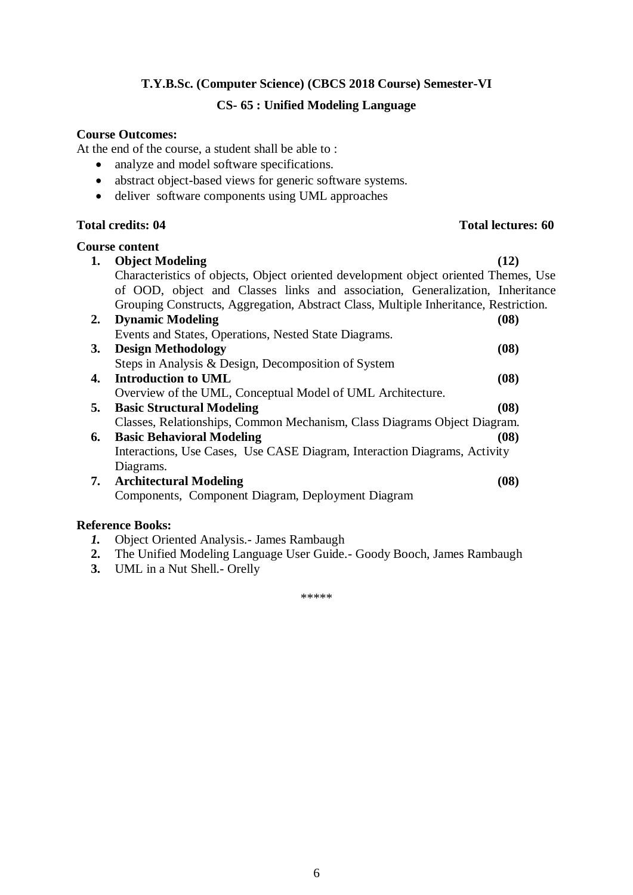**T.Y.B.Sc. (Computer Science) (CBCS 2018 Course) Semester-VI**

**CS- 65 : Unified Modeling Language**

**Course Outcomes:**

At the end of the course, a student shall be able to :

- analyze and model software specifications.
- abstract object-based views for generic software systems.
- deliver software components using UML approaches

**Total credits: 04** **Total lectures: 60**

**Course content**

1. **Object Modeling** **(12)**
   Characteristics of objects, Object oriented development object oriented Themes, Use of OOD, object and Classes links and association, Generalization, Inheritance Grouping Constructs, Aggregation, Abstract Class, Multiple Inheritance, Restriction.
2. **Dynamic Modeling** **(08)**
   Events and States, Operations, Nested State Diagrams.
3. **Design Methodology** **(08)**
   Steps in Analysis & Design, Decomposition of System
4. **Introduction to UML** **(08)**
   Overview of the UML, Conceptual Model of UML Architecture.
5. **Basic Structural Modeling** **(08)**
   Classes, Relationships, Common Mechanism, Class Diagrams Object Diagram.
6. **Basic Behavioral Modeling** **(08)**
   Interactions, Use Cases, Use CASE Diagram, Interaction Diagrams, Activity Diagrams.
7. **Architectural Modeling** **(08)**
   Components, Component Diagram, Deployment Diagram

**Reference Books:**

1. Object Oriented Analysis.- James Rambaugh
2. The Unified Modeling Language User Guide.- Goody Booch, James Rambaugh
3. UML in a Nut Shell.- Orelly

*****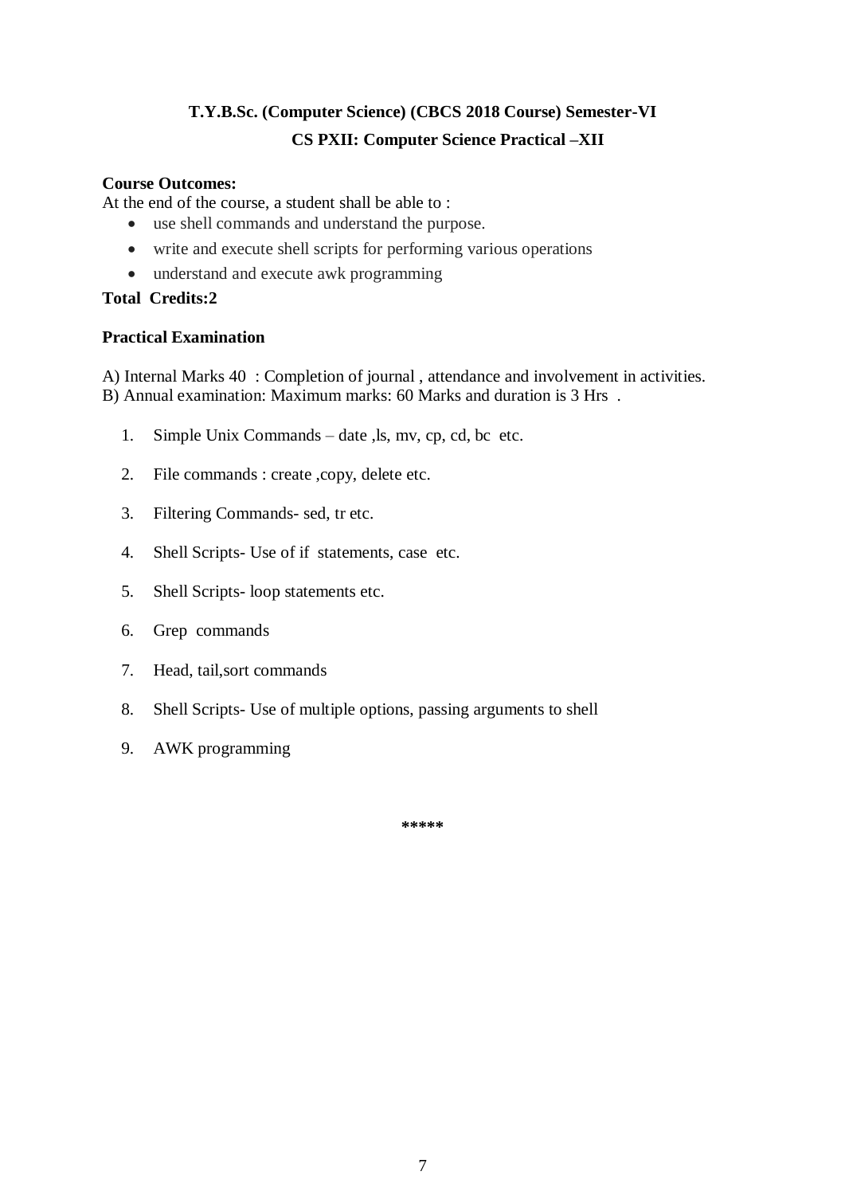**T.Y.B.Sc. (Computer Science) (CBCS 2018 Course) Semester-VI**

**CS PXII: Computer Science Practical –XII**

**Course Outcomes:**

At the end of the course, a student shall be able to :

- use shell commands and understand the purpose.
- write and execute shell scripts for performing various operations
- understand and execute awk programming

**Total Credits:2**

**Practical Examination**

A) Internal Marks 40 : Completion of journal , attendance and involvement in activities.
B) Annual examination: Maximum marks: 60 Marks and duration is 3 Hrs .

1. Simple Unix Commands – date ,ls, mv, cp, cd, bc etc.
2. File commands : create ,copy, delete etc.
3. Filtering Commands- sed, tr etc.
4. Shell Scripts- Use of if statements, case etc.
5. Shell Scripts- loop statements etc.
6. Grep commands
7. Head, tail,sort commands
8. Shell Scripts- Use of multiple options, passing arguments to shell
9. AWK programming

*****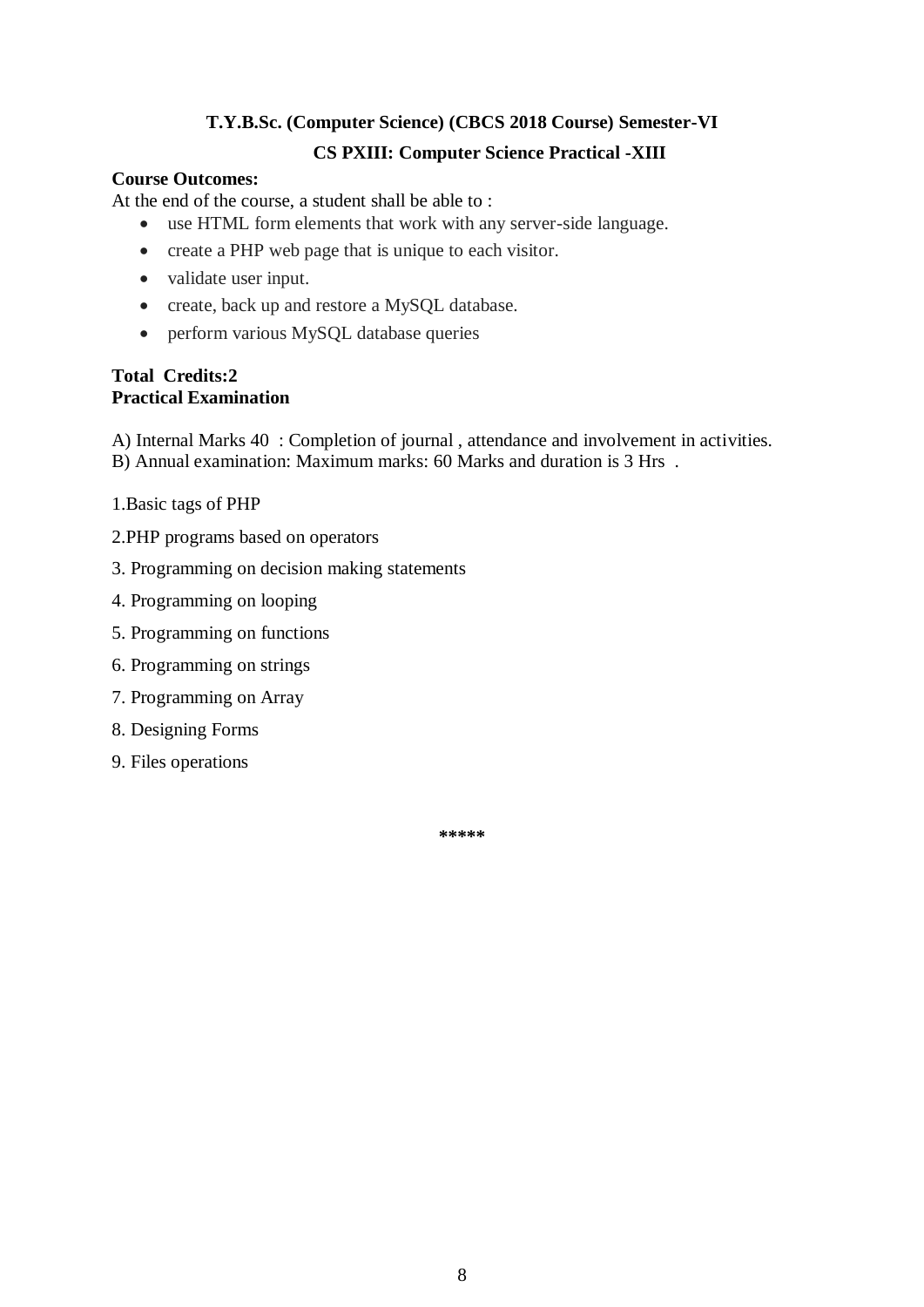**T.Y.B.Sc. (Computer Science) (CBCS 2018 Course) Semester-VI**

**CS PXIII: Computer Science Practical -XIII**

**Course Outcomes:**

At the end of the course, a student shall be able to :

- use HTML form elements that work with any server-side language.
- create a PHP web page that is unique to each visitor.
- validate user input.
- create, back up and restore a MySQL database.
- perform various MySQL database queries

**Total Credits:2**
**Practical Examination**

A) Internal Marks 40 : Completion of journal , attendance and involvement in activities.
B) Annual examination: Maximum marks: 60 Marks and duration is 3 Hrs .

1.Basic tags of PHP

2.PHP programs based on operators

3. Programming on decision making statements

4. Programming on looping

5. Programming on functions

6. Programming on strings

7. Programming on Array

8. Designing Forms

9. Files operations

*****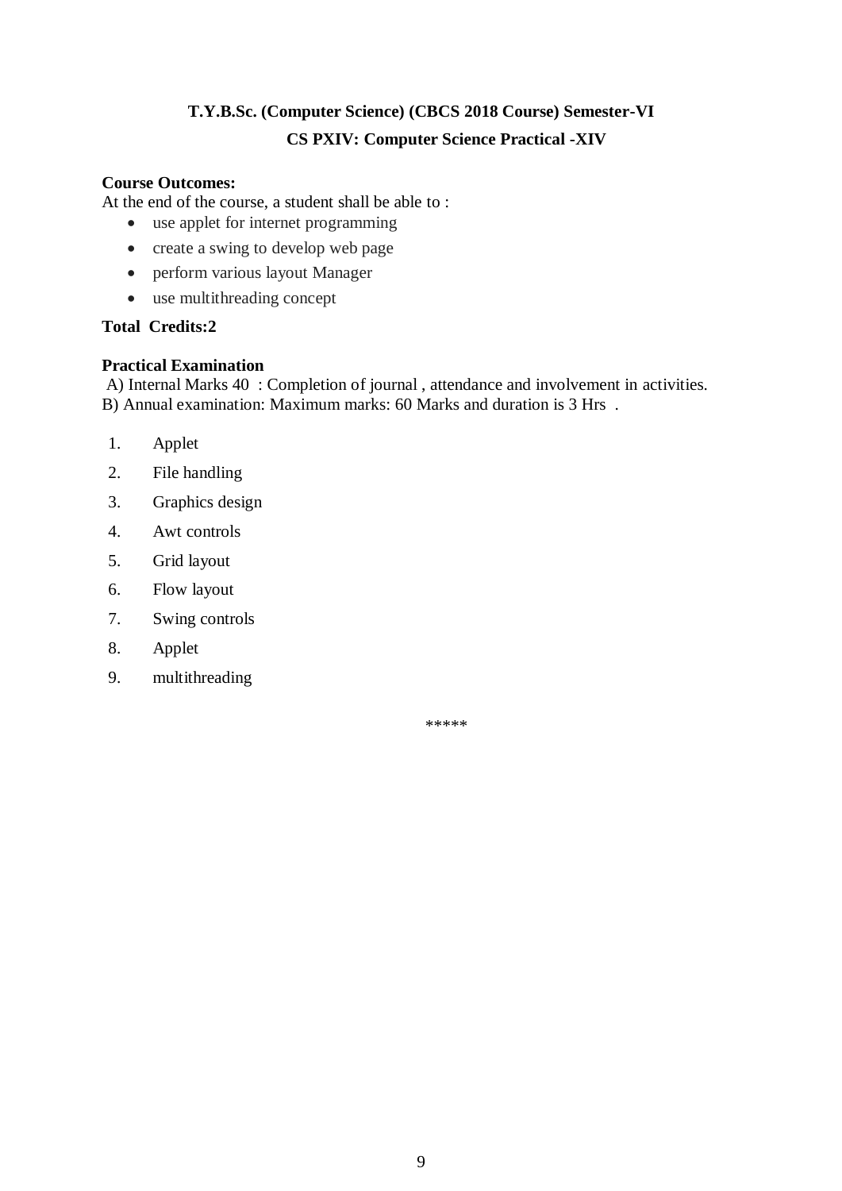## T.Y.B.Sc. (Computer Science) (CBCS 2018 Course) Semester-VI

## CS PXIV: Computer Science Practical -XIV

**Course Outcomes:**

At the end of the course, a student shall be able to :

- use applet for internet programming
- create a swing to develop web page
- perform various layout Manager
- use multithreading concept

**Total Credits:2**

**Practical Examination**

A) Internal Marks 40 : Completion of journal , attendance and involvement in activities.
B) Annual examination: Maximum marks: 60 Marks and duration is 3 Hrs .

1. Applet
2. File handling
3. Graphics design
4. Awt controls
5. Grid layout
6. Flow layout
7. Swing controls
8. Applet
9. multithreading

*****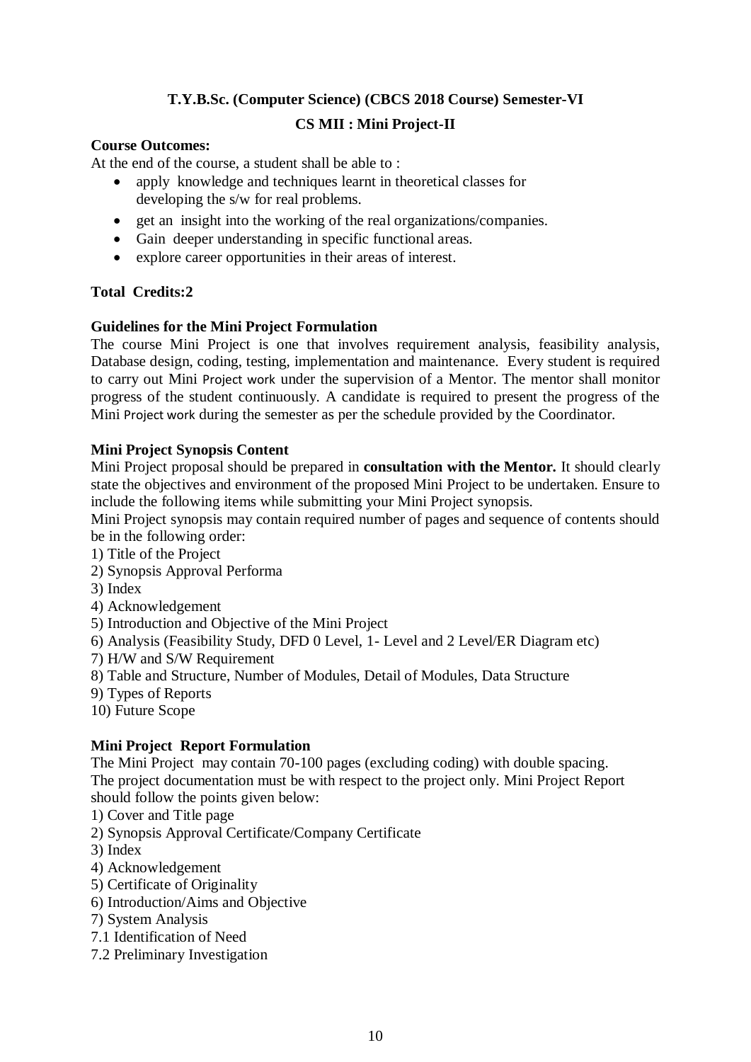**T.Y.B.Sc. (Computer Science) (CBCS 2018 Course) Semester-VI**

**CS MII : Mini Project-II**

**Course Outcomes:**

At the end of the course, a student shall be able to :

- apply knowledge and techniques learnt in theoretical classes for developing the s/w for real problems.
- get an insight into the working of the real organizations/companies.
- Gain deeper understanding in specific functional areas.
- explore career opportunities in their areas of interest.

**Total Credits:2**

**Guidelines for the Mini Project Formulation**

The course Mini Project is one that involves requirement analysis, feasibility analysis, Database design, coding, testing, implementation and maintenance. Every student is required to carry out Mini Project work under the supervision of a Mentor. The mentor shall monitor progress of the student continuously. A candidate is required to present the progress of the Mini Project work during the semester as per the schedule provided by the Coordinator.

**Mini Project Synopsis Content**

Mini Project proposal should be prepared in **consultation with the Mentor.** It should clearly state the objectives and environment of the proposed Mini Project to be undertaken. Ensure to include the following items while submitting your Mini Project synopsis.

Mini Project synopsis may contain required number of pages and sequence of contents should be in the following order:

1) Title of the Project
2) Synopsis Approval Performa
3) Index
4) Acknowledgement
5) Introduction and Objective of the Mini Project
6) Analysis (Feasibility Study, DFD 0 Level, 1- Level and 2 Level/ER Diagram etc)
7) H/W and S/W Requirement
8) Table and Structure, Number of Modules, Detail of Modules, Data Structure
9) Types of Reports
10) Future Scope

**Mini Project Report Formulation**

The Mini Project may contain 70-100 pages (excluding coding) with double spacing.
The project documentation must be with respect to the project only. Mini Project Report should follow the points given below:

1) Cover and Title page
2) Synopsis Approval Certificate/Company Certificate
3) Index
4) Acknowledgement
5) Certificate of Originality
6) Introduction/Aims and Objective
7) System Analysis

7.1 Identification of Need

7.2 Preliminary Investigation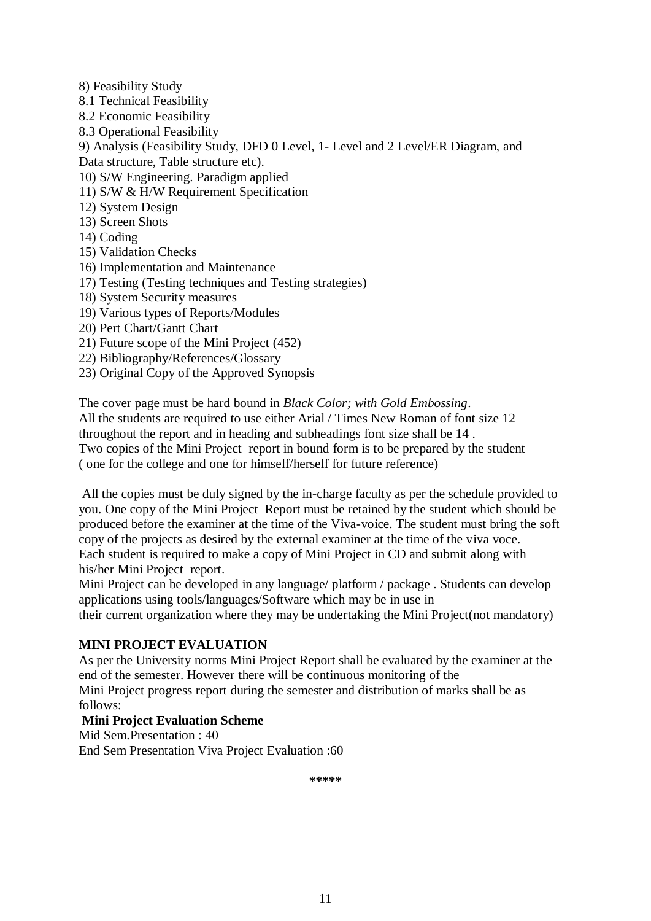8) Feasibility Study
8.1 Technical Feasibility
8.2 Economic Feasibility
8.3 Operational Feasibility
9) Analysis (Feasibility Study, DFD 0 Level, 1- Level and 2 Level/ER Diagram, and Data structure, Table structure etc).
10) S/W Engineering. Paradigm applied
11) S/W & H/W Requirement Specification
12) System Design
13) Screen Shots
14) Coding
15) Validation Checks
16) Implementation and Maintenance
17) Testing (Testing techniques and Testing strategies)
18) System Security measures
19) Various types of Reports/Modules
20) Pert Chart/Gantt Chart
21) Future scope of the Mini Project (452)
22) Bibliography/References/Glossary
23) Original Copy of the Approved Synopsis

The cover page must be hard bound in *Black Color; with Gold Embossing*.
All the students are required to use either Arial / Times New Roman of font size 12 throughout the report and in heading and subheadings font size shall be 14 .
Two copies of the Mini Project report in bound form is to be prepared by the student ( one for the college and one for himself/herself for future reference)

All the copies must be duly signed by the in-charge faculty as per the schedule provided to you. One copy of the Mini Project Report must be retained by the student which should be produced before the examiner at the time of the Viva-voice. The student must bring the soft copy of the projects as desired by the external examiner at the time of the viva voce.
Each student is required to make a copy of Mini Project in CD and submit along with his/her Mini Project report.
Mini Project can be developed in any language/ platform / package . Students can develop applications using tools/languages/Software which may be in use in their current organization where they may be undertaking the Mini Project(not mandatory)

**MINI PROJECT EVALUATION**

As per the University norms Mini Project Report shall be evaluated by the examiner at the end of the semester. However there will be continuous monitoring of the Mini Project progress report during the semester and distribution of marks shall be as follows:

**Mini Project Evaluation Scheme**

Mid Sem.Presentation : 40
End Sem Presentation Viva Project Evaluation :60

*****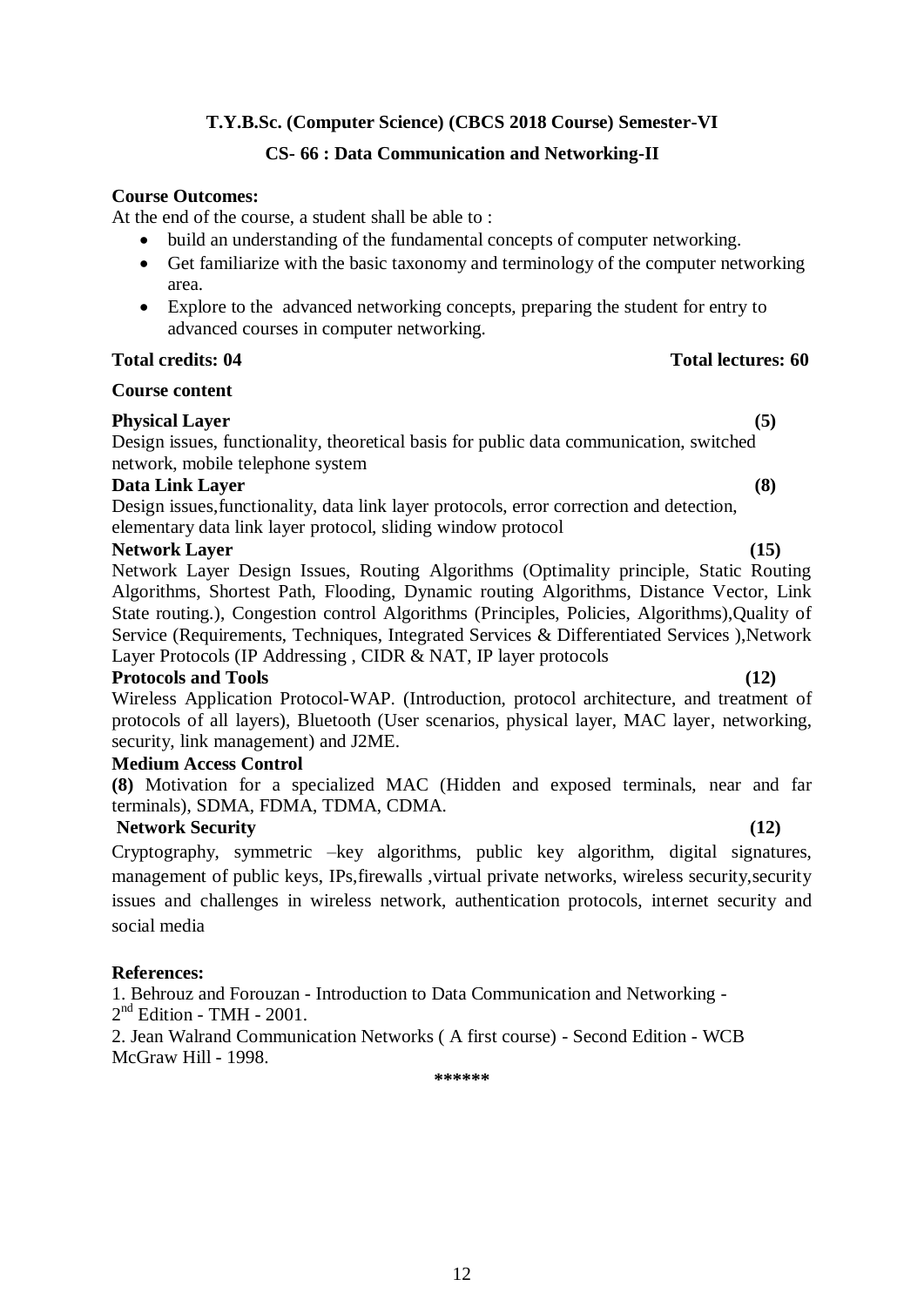**T.Y.B.Sc. (Computer Science) (CBCS 2018 Course) Semester-VI**

**CS- 66 : Data Communication and Networking-II**

**Course Outcomes:**

At the end of the course, a student shall be able to :

- build an understanding of the fundamental concepts of computer networking.
- Get familiarize with the basic taxonomy and terminology of the computer networking area.
- Explore to the advanced networking concepts, preparing the student for entry to advanced courses in computer networking.

**Total credits: 04** **Total lectures: 60**

**Course content**

**Physical Layer** **(5)**

Design issues, functionality, theoretical basis for public data communication, switched network, mobile telephone system

**Data Link Layer** **(8)**

Design issues,functionality, data link layer protocols, error correction and detection, elementary data link layer protocol, sliding window protocol

**Network Layer** **(15)**

Network Layer Design Issues, Routing Algorithms (Optimality principle, Static Routing Algorithms, Shortest Path, Flooding, Dynamic routing Algorithms, Distance Vector, Link State routing.), Congestion control Algorithms (Principles, Policies, Algorithms),Quality of Service (Requirements, Techniques, Integrated Services & Differentiated Services ),Network Layer Protocols (IP Addressing , CIDR & NAT, IP layer protocols

**Protocols and Tools** **(12)**

Wireless Application Protocol-WAP. (Introduction, protocol architecture, and treatment of protocols of all layers), Bluetooth (User scenarios, physical layer, MAC layer, networking, security, link management) and J2ME.

**Medium Access Control**

**(8)** Motivation for a specialized MAC (Hidden and exposed terminals, near and far terminals), SDMA, FDMA, TDMA, CDMA.

**Network Security** **(12)**

Cryptography, symmetric –key algorithms, public key algorithm, digital signatures, management of public keys, IPs,firewalls ,virtual private networks, wireless security,security issues and challenges in wireless network, authentication protocols, internet security and social media

**References:**

1. Behrouz and Forouzan - Introduction to Data Communication and Networking - 2nd Edition - TMH - 2001.
2. Jean Walrand Communication Networks ( A first course) - Second Edition - WCB McGraw Hill - 1998.

\*\*\*\*\*\*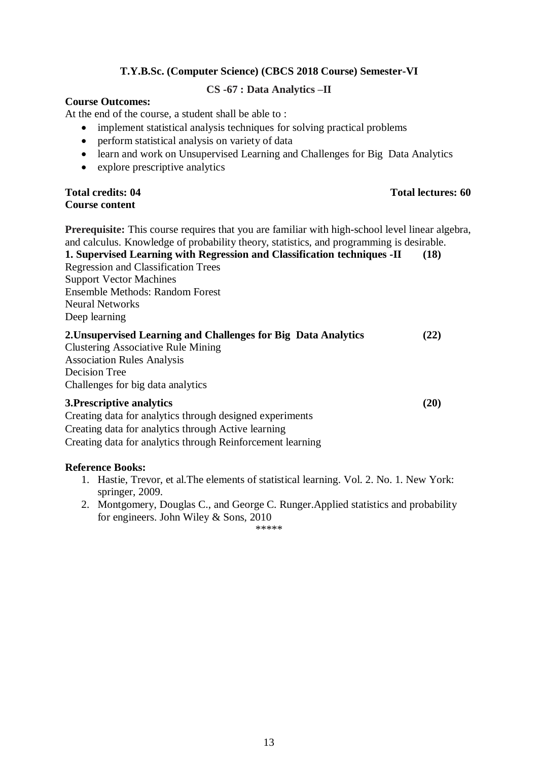## T.Y.B.Sc. (Computer Science) (CBCS 2018 Course) Semester-VI

### CS -67 : Data Analytics –II

**Course Outcomes:**

At the end of the course, a student shall be able to :

- implement statistical analysis techniques for solving practical problems
- perform statistical analysis on variety of data
- learn and work on Unsupervised Learning and Challenges for Big Data Analytics
- explore prescriptive analytics

**Total credits: 04** **Total lectures: 60**

**Course content**

**Prerequisite:** This course requires that you are familiar with high-school level linear algebra, and calculus. Knowledge of probability theory, statistics, and programming is desirable.

**1. Supervised Learning with Regression and Classification techniques -II (18)**

Regression and Classification Trees
Support Vector Machines
Ensemble Methods: Random Forest
Neural Networks
Deep learning

**2.Unsupervised Learning and Challenges for Big Data Analytics (22)**

Clustering Associative Rule Mining
Association Rules Analysis
Decision Tree
Challenges for big data analytics

**3.Prescriptive analytics (20)**

Creating data for analytics through designed experiments
Creating data for analytics through Active learning
Creating data for analytics through Reinforcement learning

**Reference Books:**

1. Hastie, Trevor, et al.The elements of statistical learning. Vol. 2. No. 1. New York: springer, 2009.
2. Montgomery, Douglas C., and George C. Runger.Applied statistics and probability for engineers. John Wiley & Sons, 2010

*****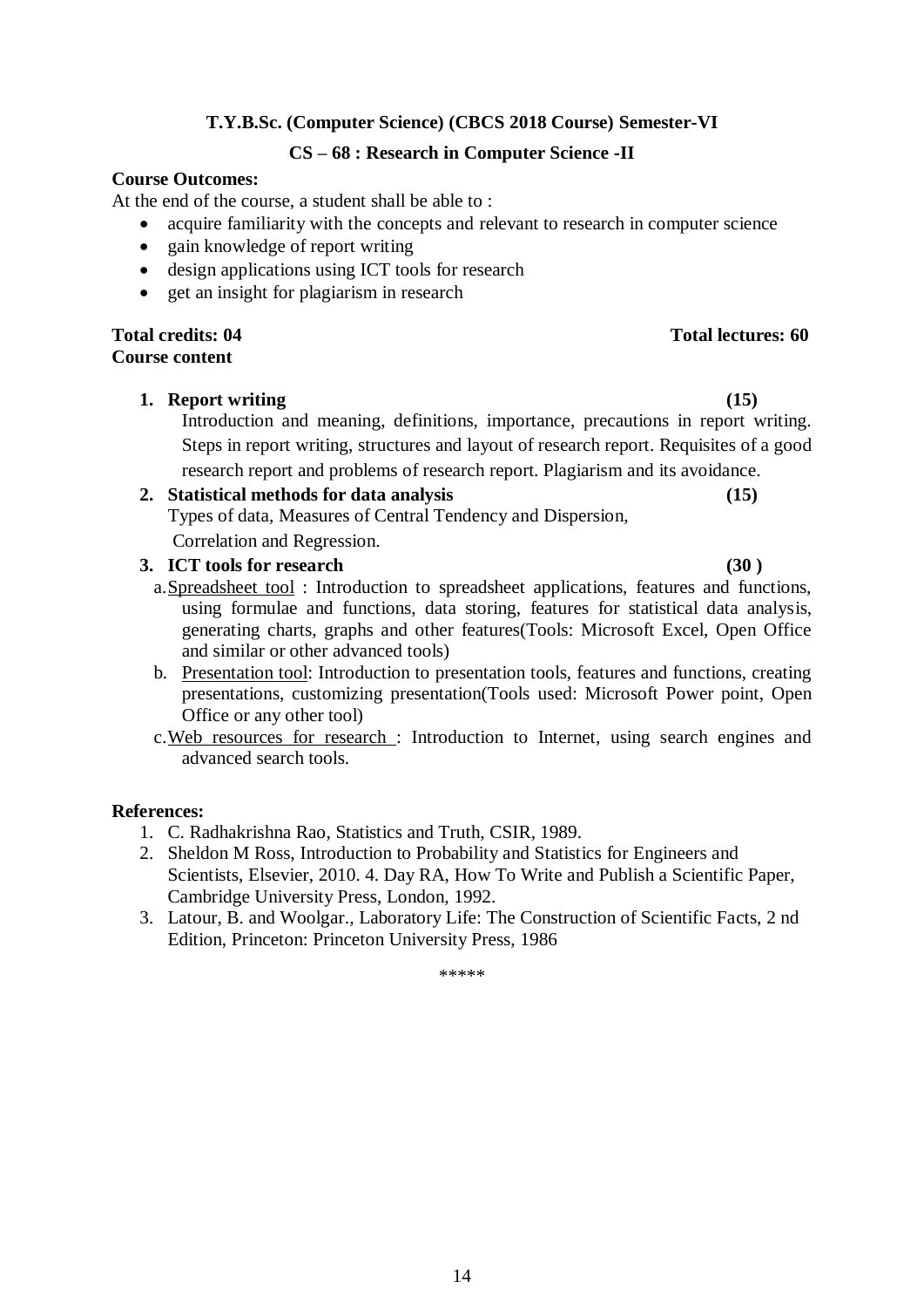**T.Y.B.Sc. (Computer Science) (CBCS 2018 Course) Semester-VI**

**CS – 68 : Research in Computer Science -II**

**Course Outcomes:**

At the end of the course, a student shall be able to :

- acquire familiarity with the concepts and relevant to research in computer science
- gain knowledge of report writing
- design applications using ICT tools for research
- get an insight for plagiarism in research

**Total credits: 04** **Total lectures: 60**

**Course content**

1. **Report writing** **(15)**

   Introduction and meaning, definitions, importance, precautions in report writing. Steps in report writing, structures and layout of research report. Requisites of a good research report and problems of research report. Plagiarism and its avoidance.

2. **Statistical methods for data analysis** **(15)**

   Types of data, Measures of Central Tendency and Dispersion, Correlation and Regression.

3. **ICT tools for research** **(30 )**

   a. Spreadsheet tool : Introduction to spreadsheet applications, features and functions, using formulae and functions, data storing, features for statistical data analysis, generating charts, graphs and other features(Tools: Microsoft Excel, Open Office and similar or other advanced tools)

   b. Presentation tool: Introduction to presentation tools, features and functions, creating presentations, customizing presentation(Tools used: Microsoft Power point, Open Office or any other tool)

   c. Web resources for research : Introduction to Internet, using search engines and advanced search tools.

**References:**

1. C. Radhakrishna Rao, Statistics and Truth, CSIR, 1989.
2. Sheldon M Ross, Introduction to Probability and Statistics for Engineers and Scientists, Elsevier, 2010. 4. Day RA, How To Write and Publish a Scientific Paper, Cambridge University Press, London, 1992.
3. Latour, B. and Woolgar., Laboratory Life: The Construction of Scientific Facts, 2 nd Edition, Princeton: Princeton University Press, 1986

*****